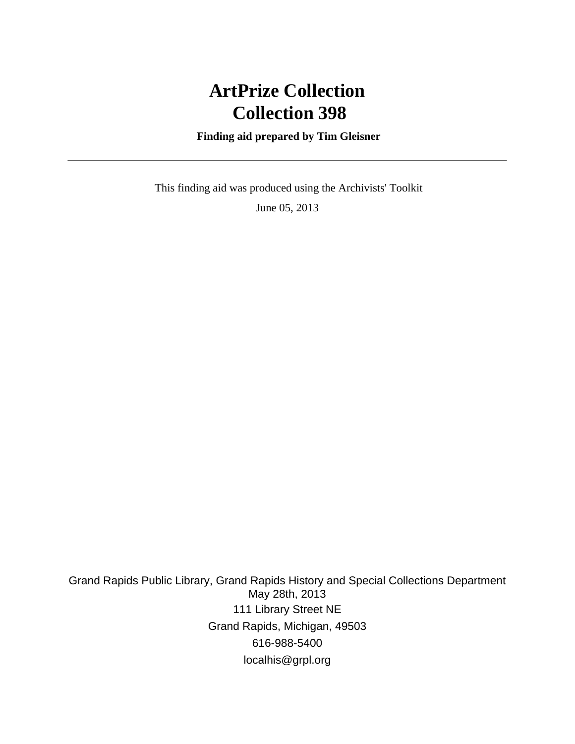# ArtPrize Collection
# Collection 398

**Finding aid prepared by Tim Gleisner**

---

This finding aid was produced using the Archivists' Toolkit

June 05, 2013

Grand Rapids Public Library, Grand Rapids History and Special Collections Department
May 28th, 2013
111 Library Street NE
Grand Rapids, Michigan, 49503
616-988-5400
localhis@grpl.org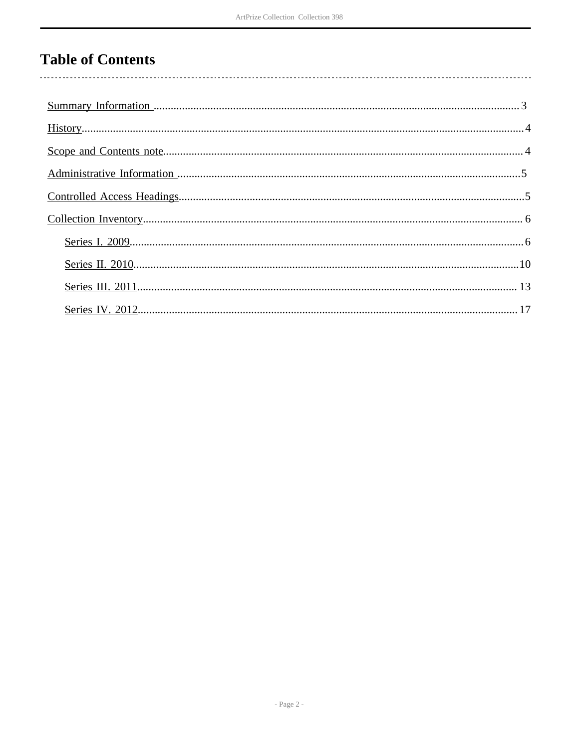# Table of Contents

- Summary Information ........ 3
- History ........ 4
- Scope and Contents note ........ 4
- Administrative Information ........ 5
- Controlled Access Headings ........ 5
- Collection Inventory ........ 6
  - Series I. 2009 ........ 6
  - Series II. 2010 ........ 10
  - Series III. 2011 ........ 13
  - Series IV. 2012 ........ 17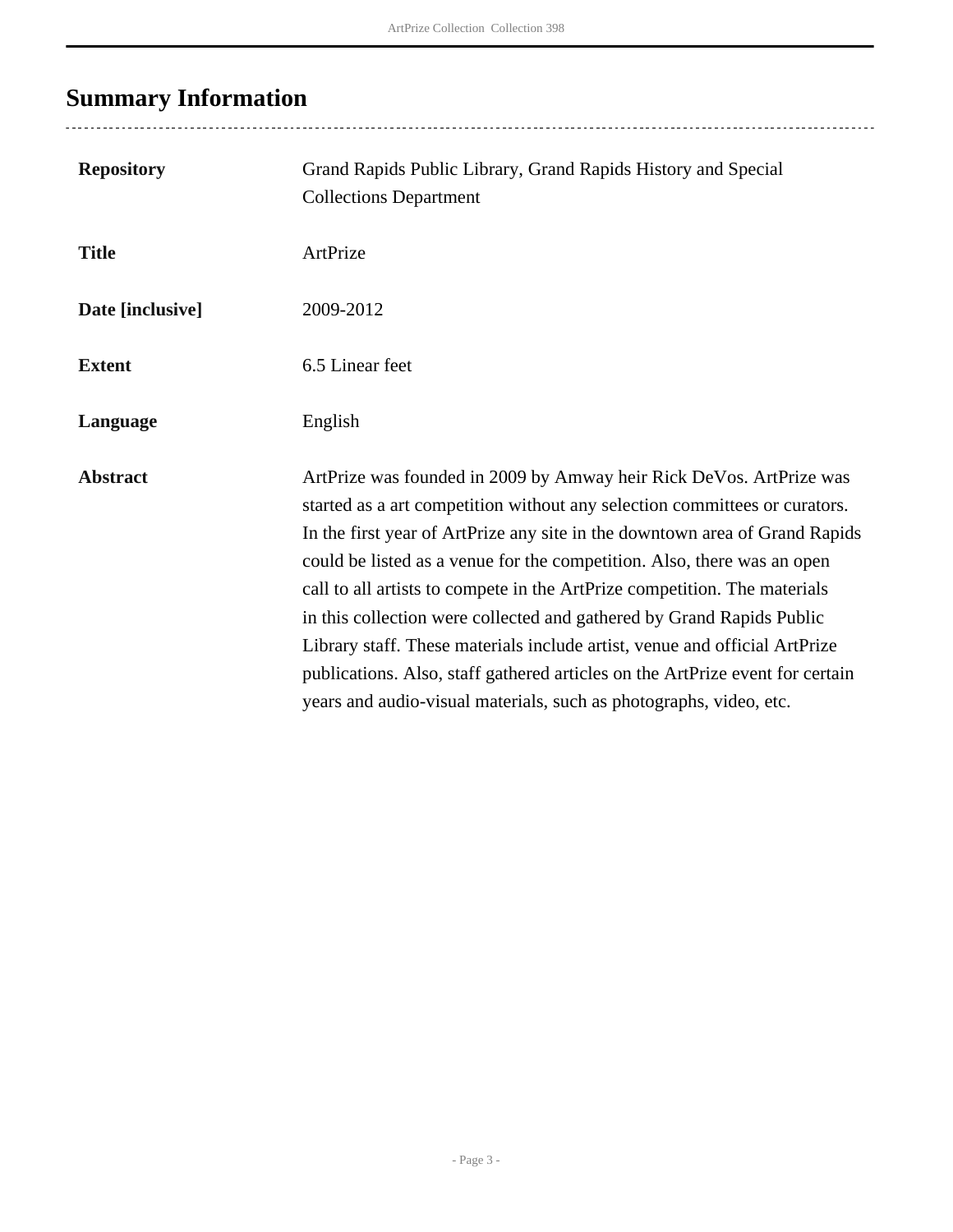## Summary Information

| | |
|---|---|
| **Repository** | Grand Rapids Public Library, Grand Rapids History and Special Collections Department |
| **Title** | ArtPrize |
| **Date [inclusive]** | 2009-2012 |
| **Extent** | 6.5 Linear feet |
| **Language** | English |
| **Abstract** | ArtPrize was founded in 2009 by Amway heir Rick DeVos. ArtPrize was started as a art competition without any selection committees or curators. In the first year of ArtPrize any site in the downtown area of Grand Rapids could be listed as a venue for the competition. Also, there was an open call to all artists to compete in the ArtPrize competition. The materials in this collection were collected and gathered by Grand Rapids Public Library staff. These materials include artist, venue and official ArtPrize publications. Also, staff gathered articles on the ArtPrize event for certain years and audio-visual materials, such as photographs, video, etc. |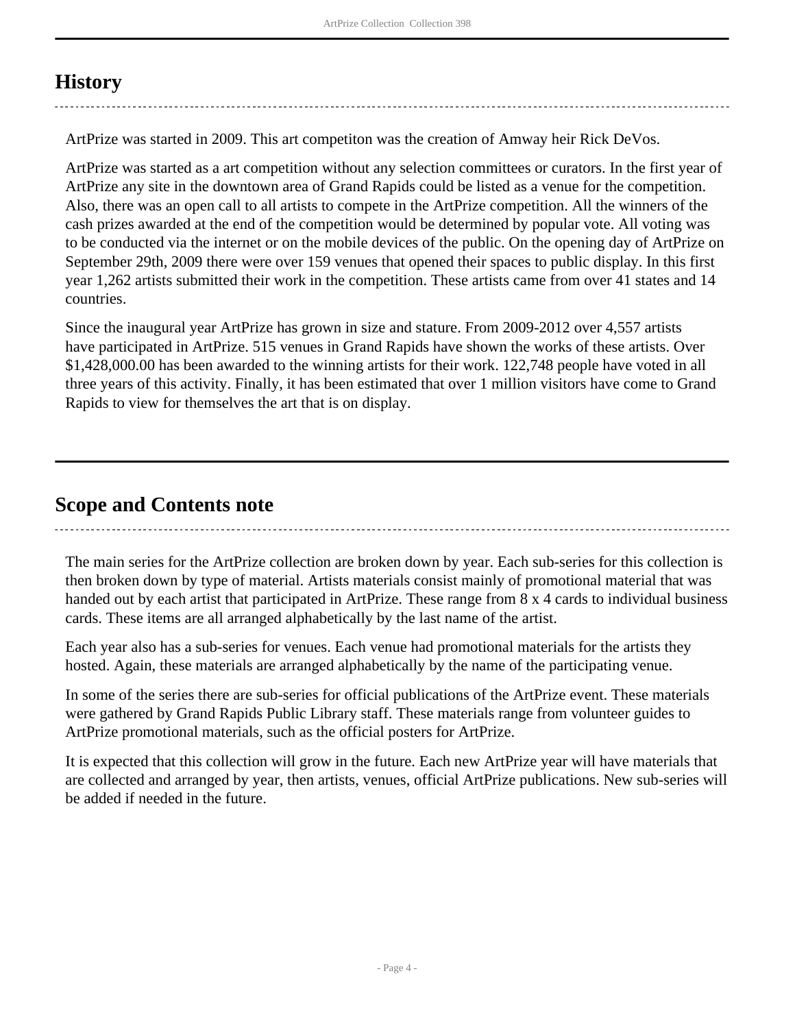## History

ArtPrize was started in 2009. This art competiton was the creation of Amway heir Rick DeVos.

ArtPrize was started as a art competition without any selection committees or curators. In the first year of ArtPrize any site in the downtown area of Grand Rapids could be listed as a venue for the competition. Also, there was an open call to all artists to compete in the ArtPrize competition. All the winners of the cash prizes awarded at the end of the competition would be determined by popular vote. All voting was to be conducted via the internet or on the mobile devices of the public. On the opening day of ArtPrize on September 29th, 2009 there were over 159 venues that opened their spaces to public display. In this first year 1,262 artists submitted their work in the competition. These artists came from over 41 states and 14 countries.

Since the inaugural year ArtPrize has grown in size and stature. From 2009-2012 over 4,557 artists have participated in ArtPrize. 515 venues in Grand Rapids have shown the works of these artists. Over $1,428,000.00 has been awarded to the winning artists for their work. 122,748 people have voted in all three years of this activity. Finally, it has been estimated that over 1 million visitors have come to Grand Rapids to view for themselves the art that is on display.

## Scope and Contents note

The main series for the ArtPrize collection are broken down by year. Each sub-series for this collection is then broken down by type of material. Artists materials consist mainly of promotional material that was handed out by each artist that participated in ArtPrize. These range from 8 x 4 cards to individual business cards. These items are all arranged alphabetically by the last name of the artist.

Each year also has a sub-series for venues. Each venue had promotional materials for the artists they hosted. Again, these materials are arranged alphabetically by the name of the participating venue.

In some of the series there are sub-series for official publications of the ArtPrize event. These materials were gathered by Grand Rapids Public Library staff. These materials range from volunteer guides to ArtPrize promotional materials, such as the official posters for ArtPrize.

It is expected that this collection will grow in the future. Each new ArtPrize year will have materials that are collected and arranged by year, then artists, venues, official ArtPrize publications. New sub-series will be added if needed in the future.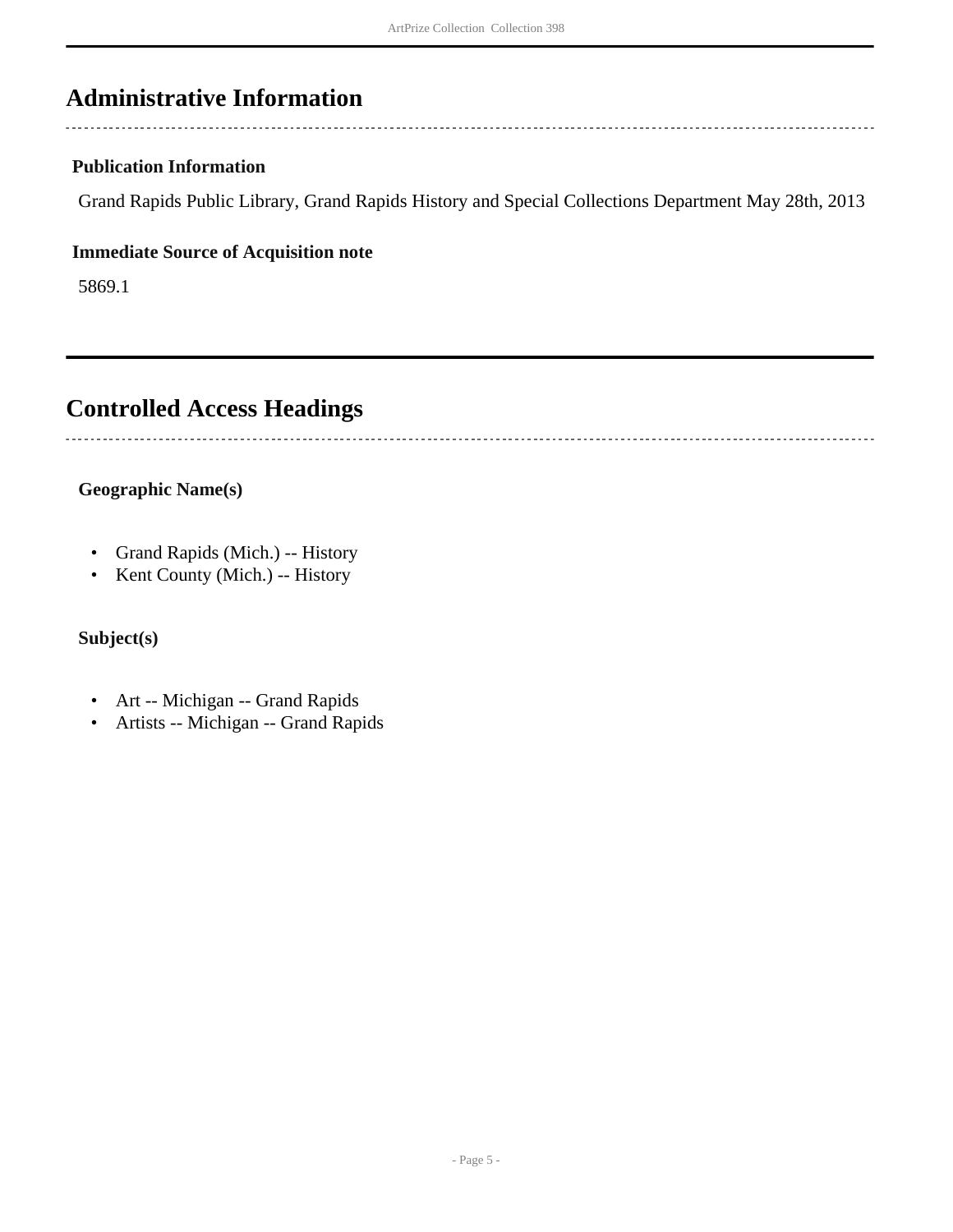## Administrative Information

### Publication Information

Grand Rapids Public Library, Grand Rapids History and Special Collections Department May 28th, 2013

### Immediate Source of Acquisition note

5869.1

## Controlled Access Headings

### Geographic Name(s)

- Grand Rapids (Mich.) -- History
- Kent County (Mich.) -- History

### Subject(s)

- Art -- Michigan -- Grand Rapids
- Artists -- Michigan -- Grand Rapids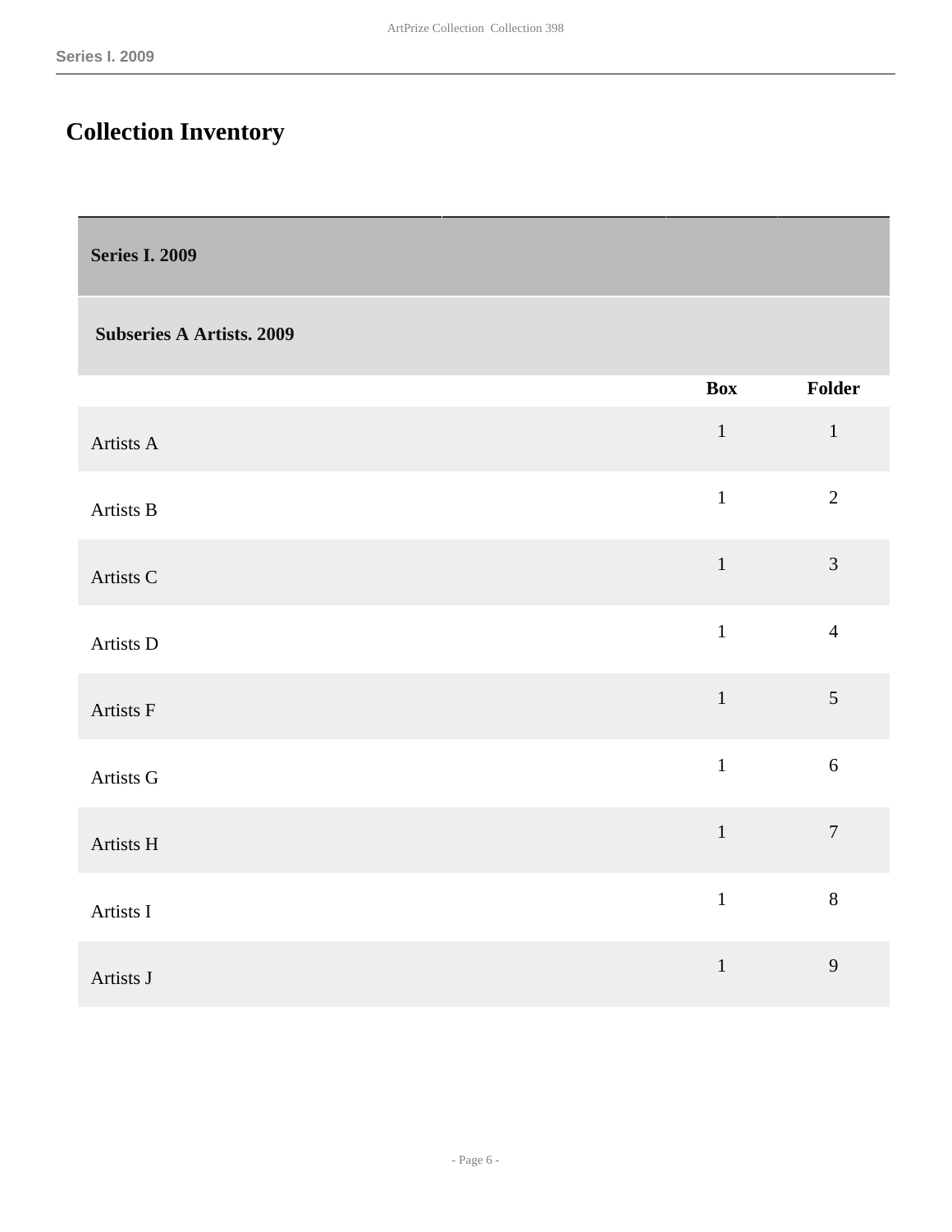# Collection Inventory

| Series I. 2009 | | |
|---|---|---|
| **Subseries A Artists. 2009** | | |
| | **Box** | **Folder** |
| Artists A | 1 | 1 |
| Artists B | 1 | 2 |
| Artists C | 1 | 3 |
| Artists D | 1 | 4 |
| Artists F | 1 | 5 |
| Artists G | 1 | 6 |
| Artists H | 1 | 7 |
| Artists I | 1 | 8 |
| Artists J | 1 | 9 |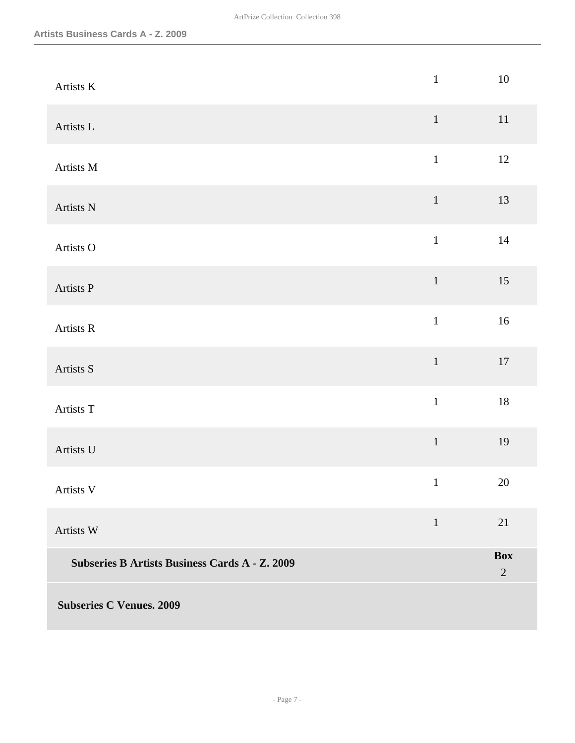| | | |
|---|---|---|
| Artists K | 1 | 10 |
| Artists L | 1 | 11 |
| Artists M | 1 | 12 |
| Artists N | 1 | 13 |
| Artists O | 1 | 14 |
| Artists P | 1 | 15 |
| Artists R | 1 | 16 |
| Artists S | 1 | 17 |
| Artists T | 1 | 18 |
| Artists U | 1 | 19 |
| Artists V | 1 | 20 |
| Artists W | 1 | 21 |

**Subseries B Artists Business Cards A - Z. 2009** — **Box** 2

**Subseries C Venues. 2009**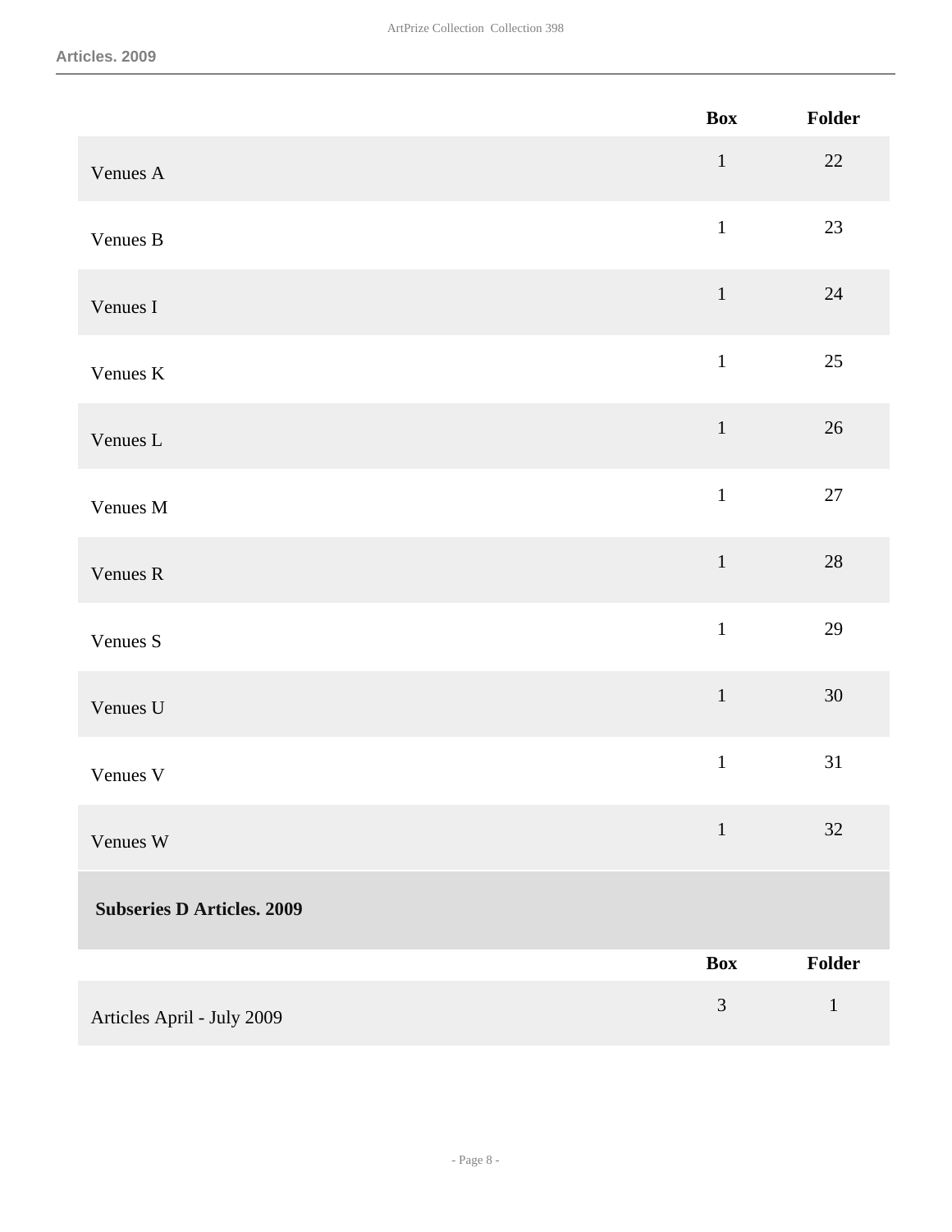| | Box | Folder |
|---|---|---|
| Venues A | 1 | 22 |
| Venues B | 1 | 23 |
| Venues I | 1 | 24 |
| Venues K | 1 | 25 |
| Venues L | 1 | 26 |
| Venues M | 1 | 27 |
| Venues R | 1 | 28 |
| Venues S | 1 | 29 |
| Venues U | 1 | 30 |
| Venues V | 1 | 31 |
| Venues W | 1 | 32 |

**Subseries D Articles. 2009**

| | Box | Folder |
|---|---|---|
| Articles April - July 2009 | 3 | 1 |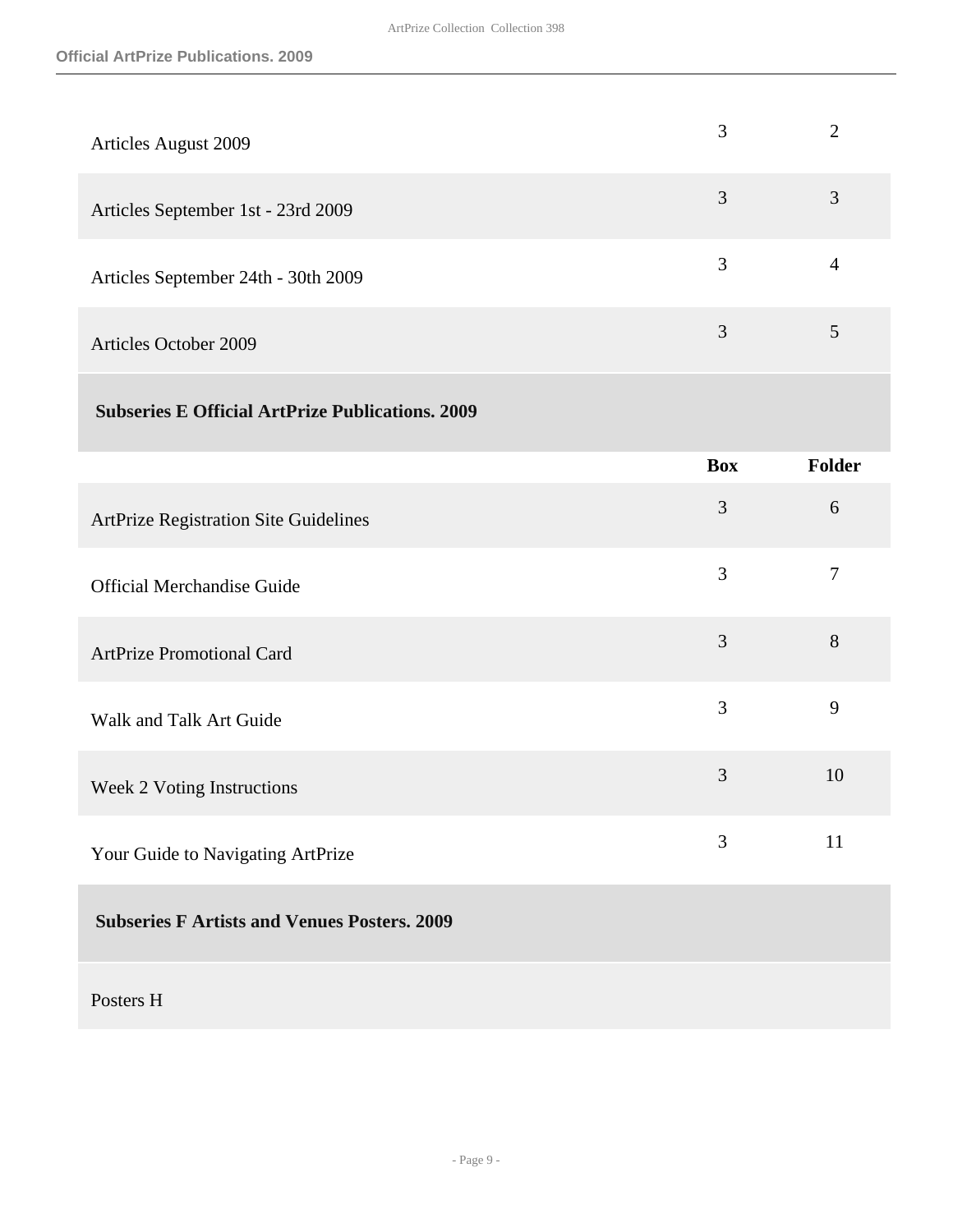| | Box | Folder |
| --- | --- | --- |
| Articles August 2009 | 3 | 2 |
| Articles September 1st - 23rd 2009 | 3 | 3 |
| Articles September 24th - 30th 2009 | 3 | 4 |
| Articles October 2009 | 3 | 5 |

### Subseries E Official ArtPrize Publications. 2009

| | Box | Folder |
| --- | --- | --- |
| ArtPrize Registration Site Guidelines | 3 | 6 |
| Official Merchandise Guide | 3 | 7 |
| ArtPrize Promotional Card | 3 | 8 |
| Walk and Talk Art Guide | 3 | 9 |
| Week 2 Voting Instructions | 3 | 10 |
| Your Guide to Navigating ArtPrize | 3 | 11 |

### Subseries F Artists and Venues Posters. 2009

Posters H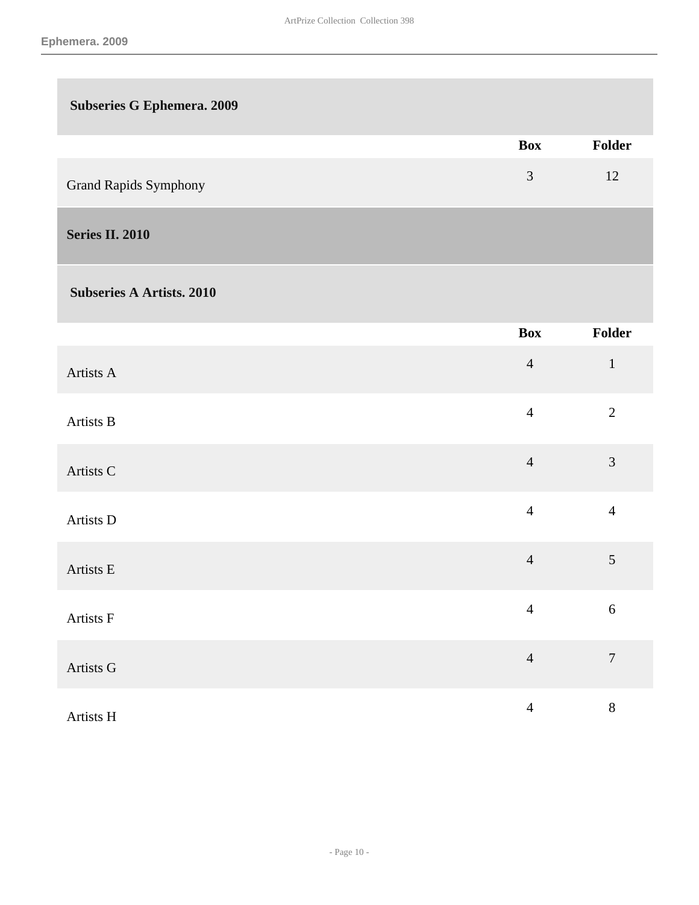### Subseries G Ephemera. 2009

| | Box | Folder |
|---|---|---|
| Grand Rapids Symphony | 3 | 12 |

## Series II. 2010

### Subseries A Artists. 2010

| | Box | Folder |
|---|---|---|
| Artists A | 4 | 1 |
| Artists B | 4 | 2 |
| Artists C | 4 | 3 |
| Artists D | 4 | 4 |
| Artists E | 4 | 5 |
| Artists F | 4 | 6 |
| Artists G | 4 | 7 |
| Artists H | 4 | 8 |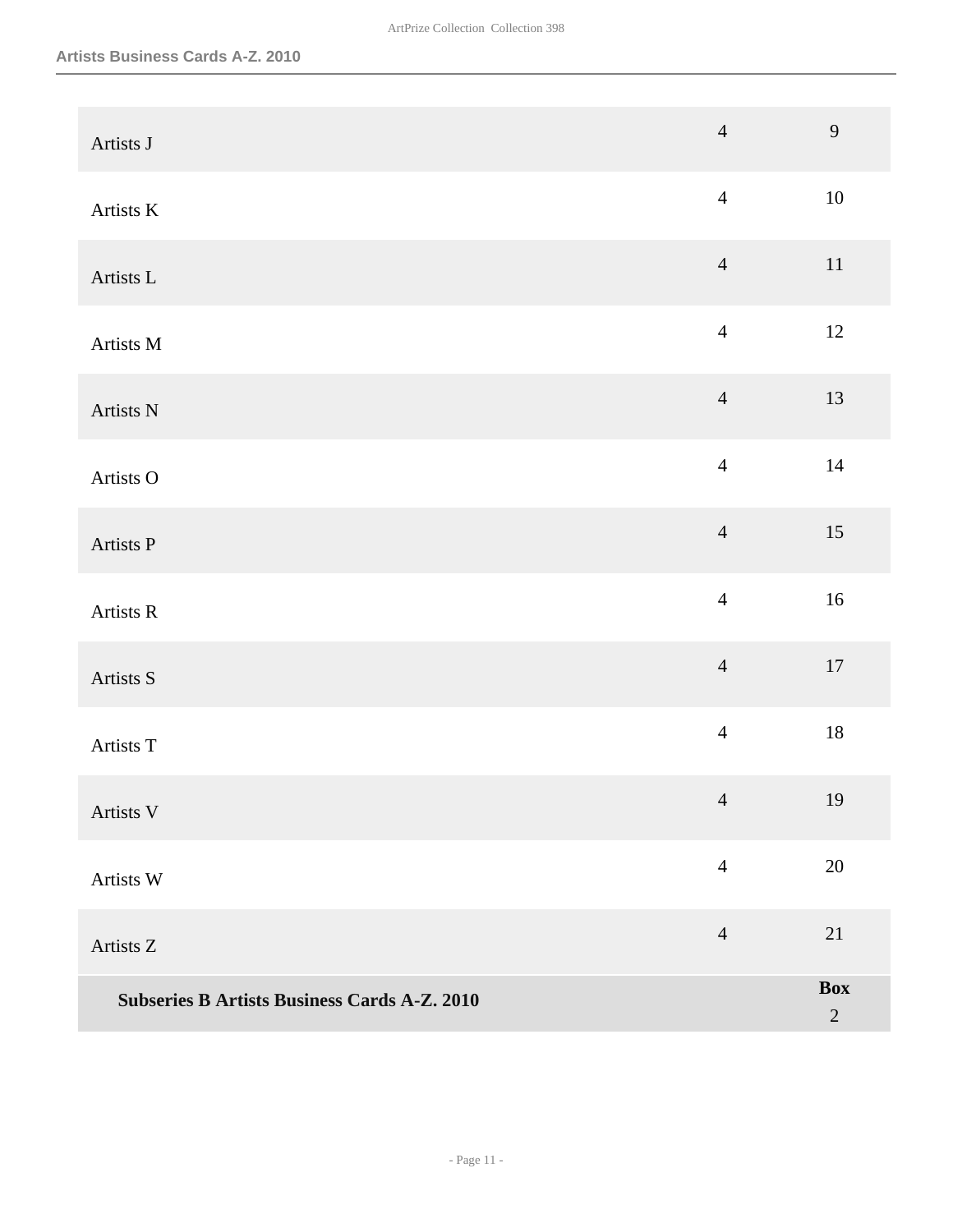| | | |
|---|---|---|
| Artists J | 4 | 9 |
| Artists K | 4 | 10 |
| Artists L | 4 | 11 |
| Artists M | 4 | 12 |
| Artists N | 4 | 13 |
| Artists O | 4 | 14 |
| Artists P | 4 | 15 |
| Artists R | 4 | 16 |
| Artists S | 4 | 17 |
| Artists T | 4 | 18 |
| Artists V | 4 | 19 |
| Artists W | 4 | 20 |
| Artists Z | 4 | 21 |

| **Subseries B Artists Business Cards A-Z. 2010** | **Box** |
|---|---|
| | 2 |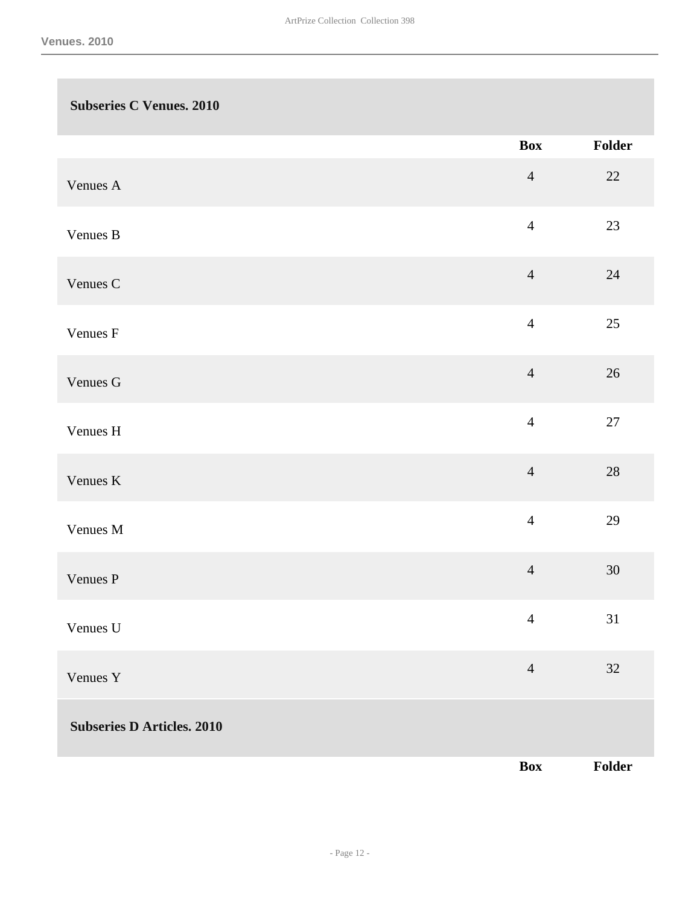## Subseries C Venues. 2010

| | Box | Folder |
|---|---|---|
| Venues A | 4 | 22 |
| Venues B | 4 | 23 |
| Venues C | 4 | 24 |
| Venues F | 4 | 25 |
| Venues G | 4 | 26 |
| Venues H | 4 | 27 |
| Venues K | 4 | 28 |
| Venues M | 4 | 29 |
| Venues P | 4 | 30 |
| Venues U | 4 | 31 |
| Venues Y | 4 | 32 |

## Subseries D Articles. 2010

| | Box | Folder |
|---|---|---|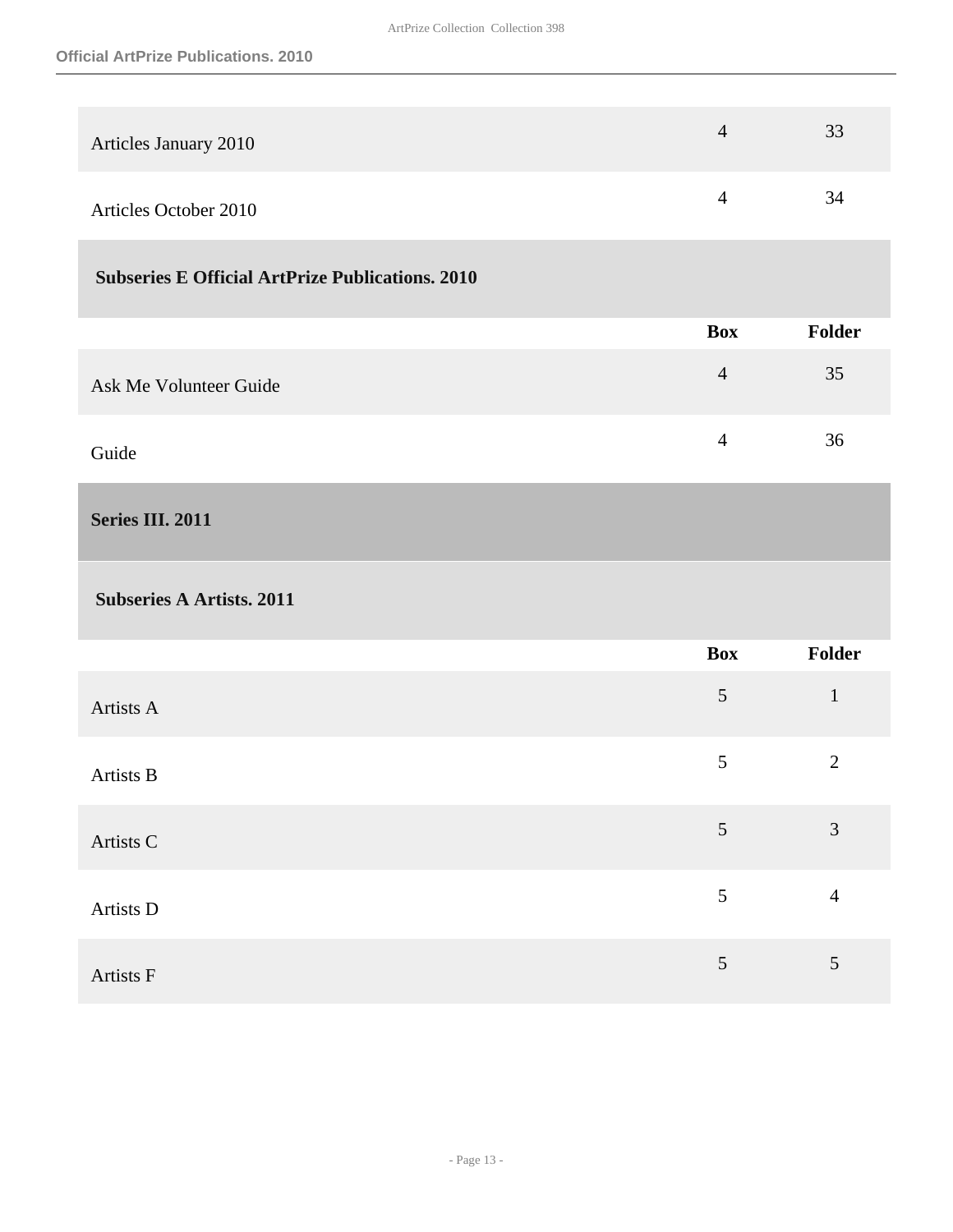| | Box | Folder |
|---|---|---|
| Articles January 2010 | 4 | 33 |
| Articles October 2010 | 4 | 34 |

### Subseries E Official ArtPrize Publications. 2010

| | Box | Folder |
|---|---|---|
| Ask Me Volunteer Guide | 4 | 35 |
| Guide | 4 | 36 |

## Series III. 2011

### Subseries A Artists. 2011

| | Box | Folder |
|---|---|---|
| Artists A | 5 | 1 |
| Artists B | 5 | 2 |
| Artists C | 5 | 3 |
| Artists D | 5 | 4 |
| Artists F | 5 | 5 |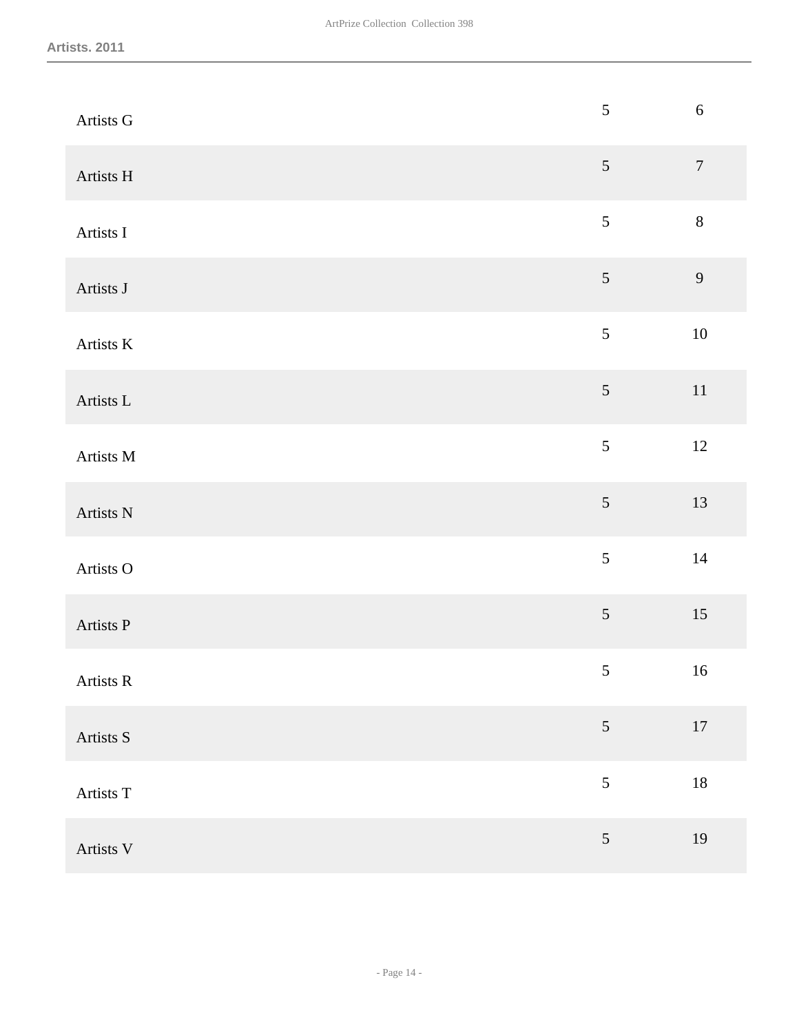Artists. 2011

| | | |
|---|---|---|
| Artists G | 5 | 6 |
| Artists H | 5 | 7 |
| Artists I | 5 | 8 |
| Artists J | 5 | 9 |
| Artists K | 5 | 10 |
| Artists L | 5 | 11 |
| Artists M | 5 | 12 |
| Artists N | 5 | 13 |
| Artists O | 5 | 14 |
| Artists P | 5 | 15 |
| Artists R | 5 | 16 |
| Artists S | 5 | 17 |
| Artists T | 5 | 18 |
| Artists V | 5 | 19 |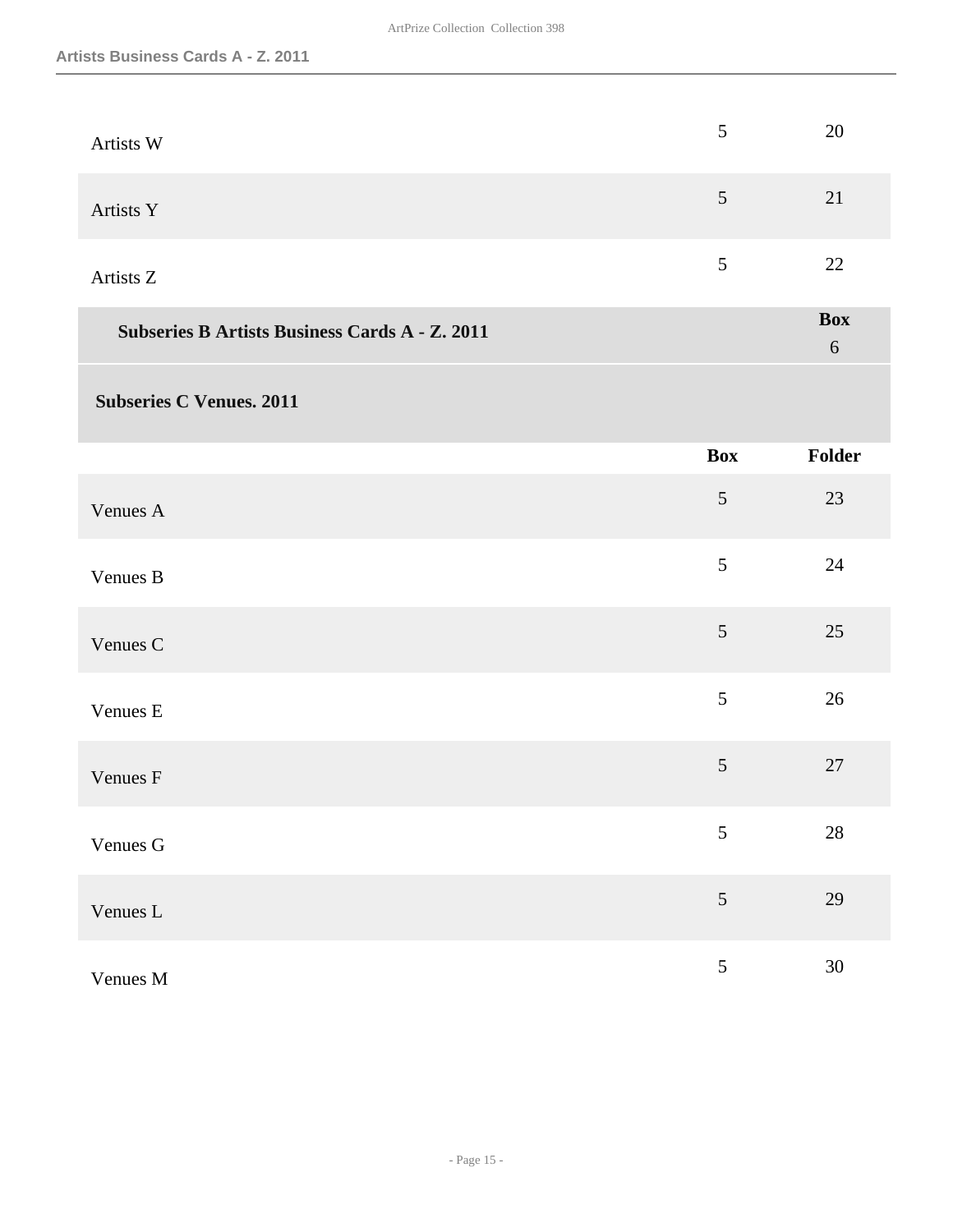| | Box | Folder |
|---|---|---|
| Artists W | 5 | 20 |
| Artists Y | 5 | 21 |
| Artists Z | 5 | 22 |

**Subseries B Artists Business Cards A - Z. 2011** — **Box** 6

**Subseries C Venues. 2011**

| | Box | Folder |
|---|---|---|
| Venues A | 5 | 23 |
| Venues B | 5 | 24 |
| Venues C | 5 | 25 |
| Venues E | 5 | 26 |
| Venues F | 5 | 27 |
| Venues G | 5 | 28 |
| Venues L | 5 | 29 |
| Venues M | 5 | 30 |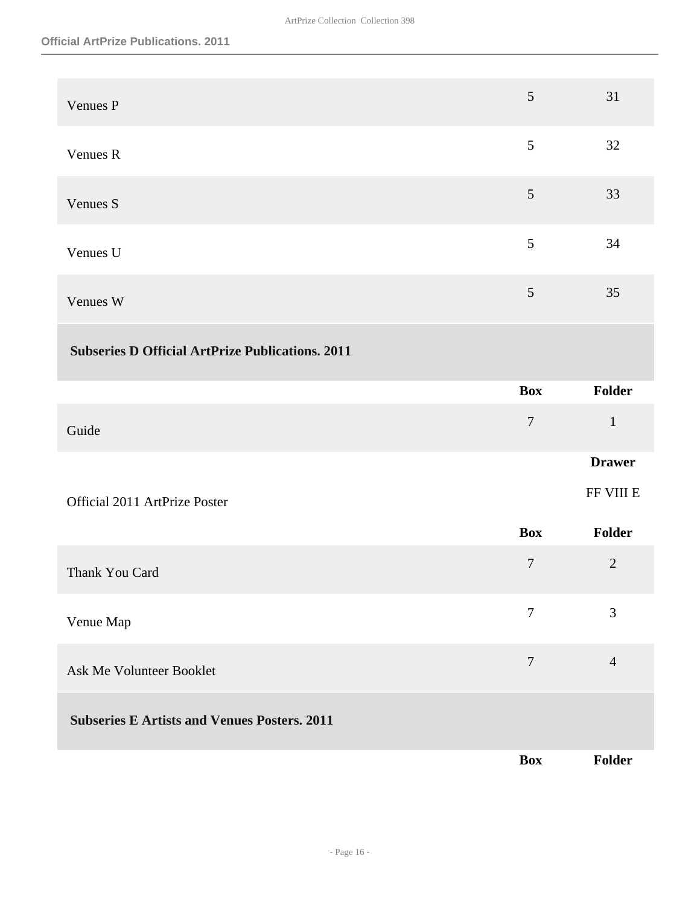| | Box | Folder |
|---|---|---|
| Venues P | 5 | 31 |
| Venues R | 5 | 32 |
| Venues S | 5 | 33 |
| Venues U | 5 | 34 |
| Venues W | 5 | 35 |

### Subseries D Official ArtPrize Publications. 2011

| | Box | Folder |
|---|---|---|
| Guide | 7 | 1 |

| | | Drawer |
|---|---|---|
| Official 2011 ArtPrize Poster | | FF VIII E |

| | Box | Folder |
|---|---|---|
| Thank You Card | 7 | 2 |
| Venue Map | 7 | 3 |
| Ask Me Volunteer Booklet | 7 | 4 |

### Subseries E Artists and Venues Posters. 2011

| | Box | Folder |
|---|---|---|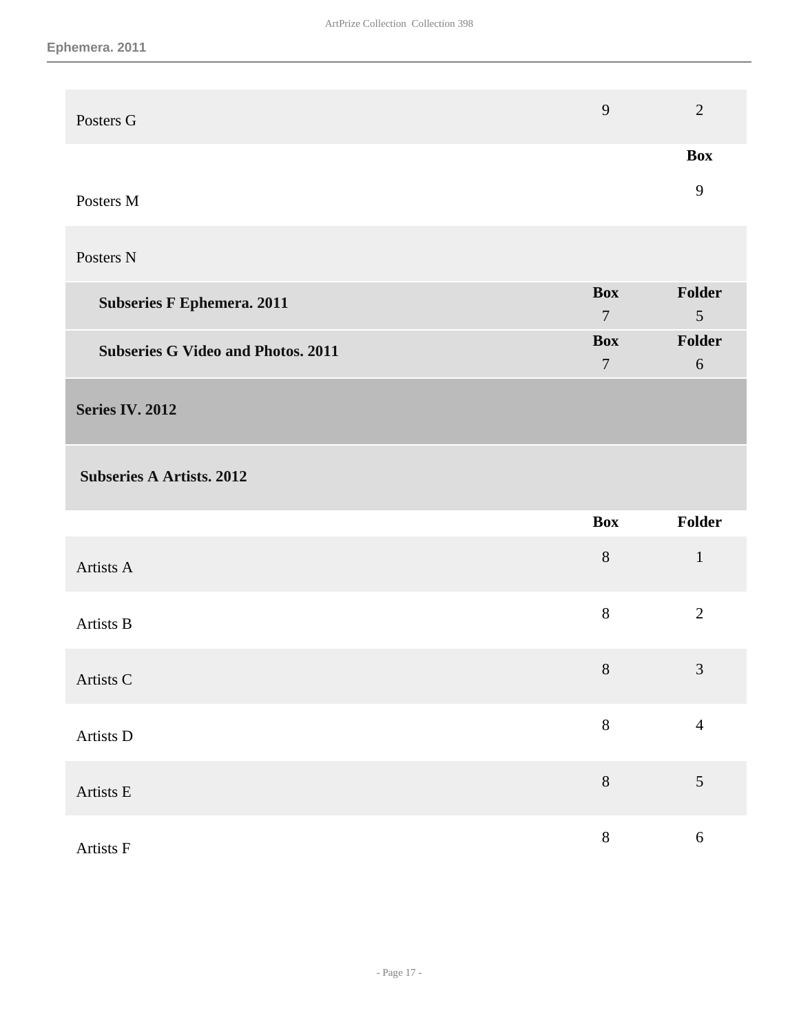| | | |
|---|---|---|
| Posters G | 9 | 2 |
| | | **Box** |
| Posters M | | 9 |
| Posters N | | |

| | Box | Folder |
|---|---|---|
| **Subseries F Ephemera. 2011** | 7 | 5 |
| **Subseries G Video and Photos. 2011** | 7 | 6 |

## Series IV. 2012

### Subseries A Artists. 2012

| | Box | Folder |
|---|---|---|
| Artists A | 8 | 1 |
| Artists B | 8 | 2 |
| Artists C | 8 | 3 |
| Artists D | 8 | 4 |
| Artists E | 8 | 5 |
| Artists F | 8 | 6 |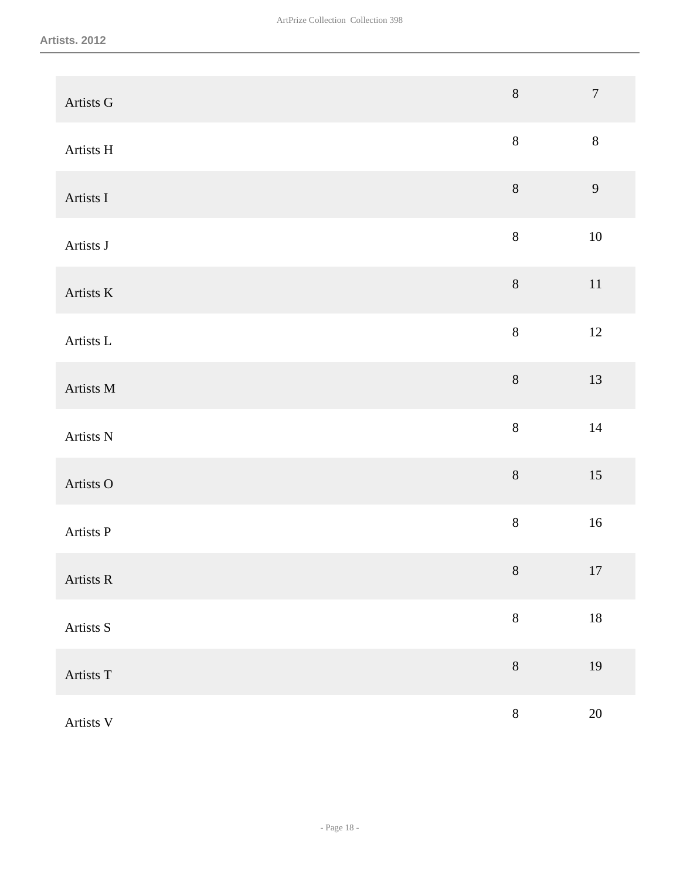## Artists. 2012

| | | |
|---|---|---|
| Artists G | 8 | 7 |
| Artists H | 8 | 8 |
| Artists I | 8 | 9 |
| Artists J | 8 | 10 |
| Artists K | 8 | 11 |
| Artists L | 8 | 12 |
| Artists M | 8 | 13 |
| Artists N | 8 | 14 |
| Artists O | 8 | 15 |
| Artists P | 8 | 16 |
| Artists R | 8 | 17 |
| Artists S | 8 | 18 |
| Artists T | 8 | 19 |
| Artists V | 8 | 20 |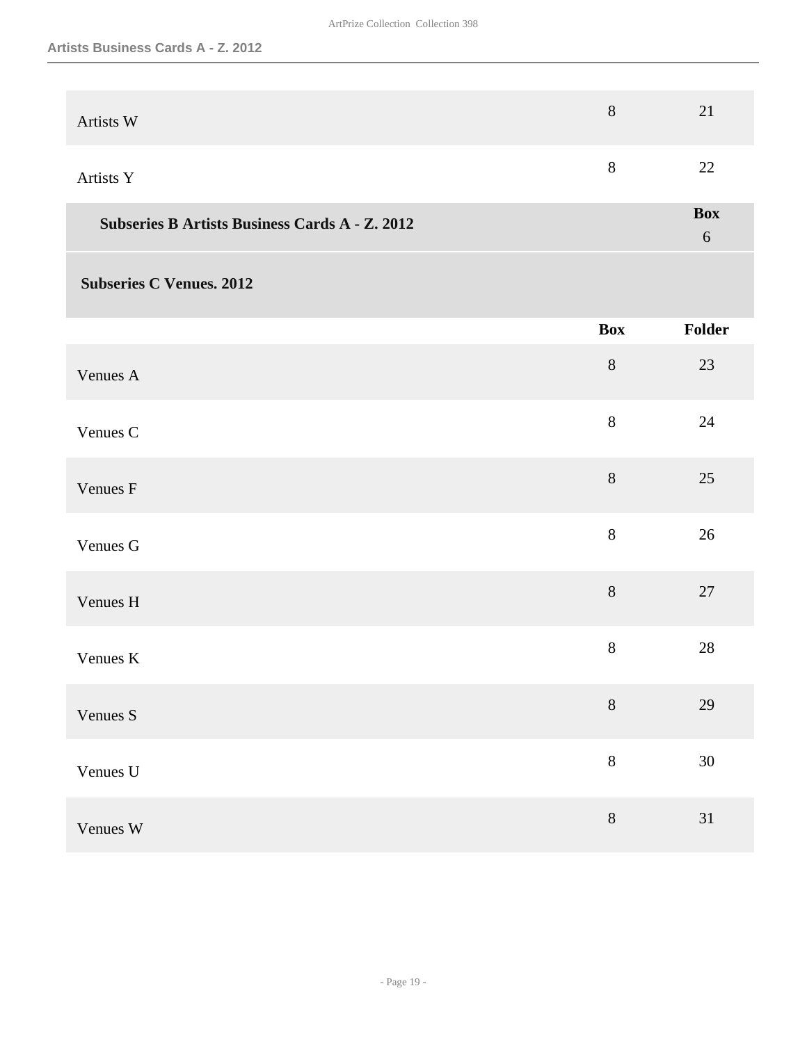| | Box | Folder |
|---|---|---|
| Artists W | 8 | 21 |
| Artists Y | 8 | 22 |

| **Subseries B Artists Business Cards A - Z. 2012** | **Box** 6 |
|---|---|

**Subseries C Venues. 2012**

| | Box | Folder |
|---|---|---|
| Venues A | 8 | 23 |
| Venues C | 8 | 24 |
| Venues F | 8 | 25 |
| Venues G | 8 | 26 |
| Venues H | 8 | 27 |
| Venues K | 8 | 28 |
| Venues S | 8 | 29 |
| Venues U | 8 | 30 |
| Venues W | 8 | 31 |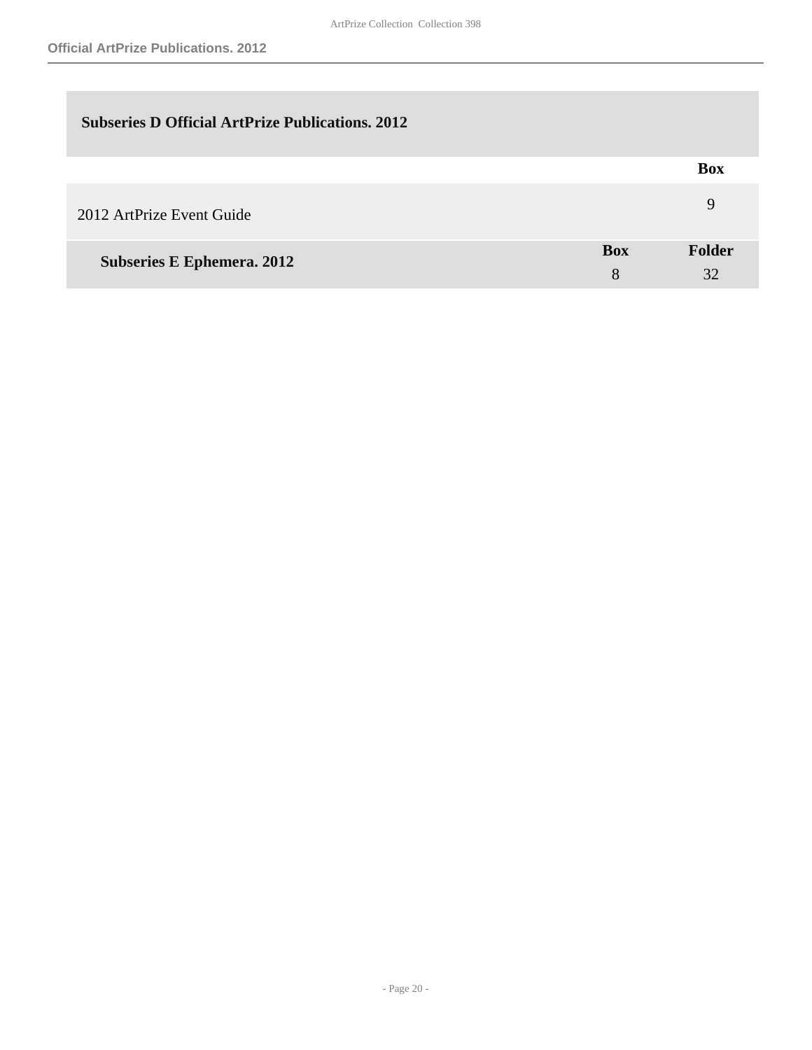## Subseries D Official ArtPrize Publications. 2012

| | Box |
|---|---|
| 2012 ArtPrize Event Guide | 9 |

## Subseries E Ephemera. 2012

| | Box | Folder |
|---|---|---|
| | 8 | 32 |